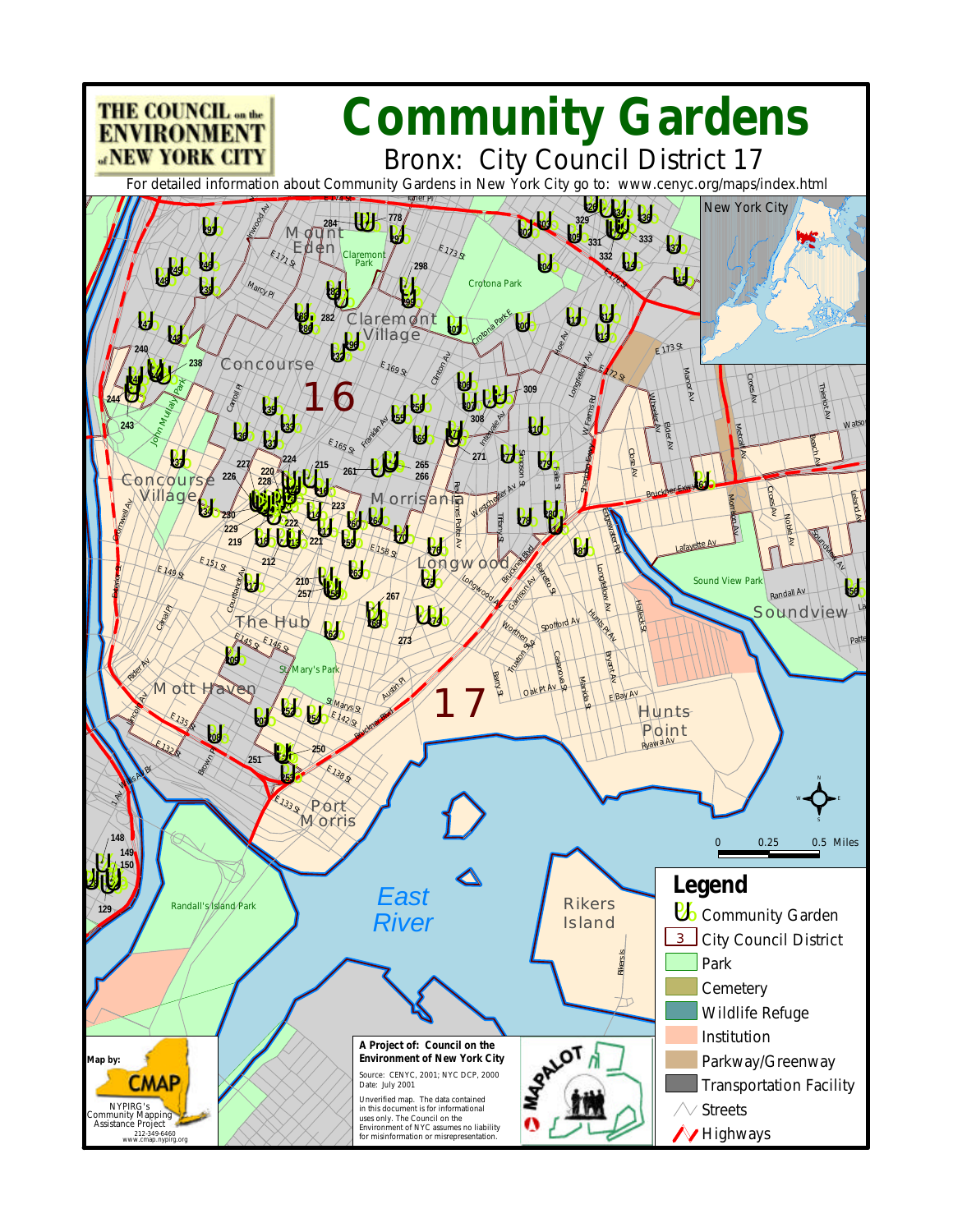# Community Gardens

## Bronx: City Council District 17

THE COUNCIL on the ENVIRONMENT of NEW YORK CITY

For detailed information about Community Gardens in New York City go to: www.cenyc.org/maps/index.html

New York City

## Legend

- Community Garden
- City Council District
- Park
- Cemetery
- Wildlife Refuge
- Institution
- Parkway/Greenway
- Transportation Facility
- Streets
- Highways

0 0.25 0.5 Miles

**A Project of: Council on the Environment of New York City**

Source: CENYC, 2001; NYC DCP, 2000
Date: July 2001

Unverified map. The data contained in this document is for informational uses only. The Council on the Environment of NYC assumes no liability for misinformation or misrepresentation.

Map by: CMAP
NYPIRG's Community Mapping Assistance Project
212-349-6460
www.cmap.nypirg.org

MAPALOT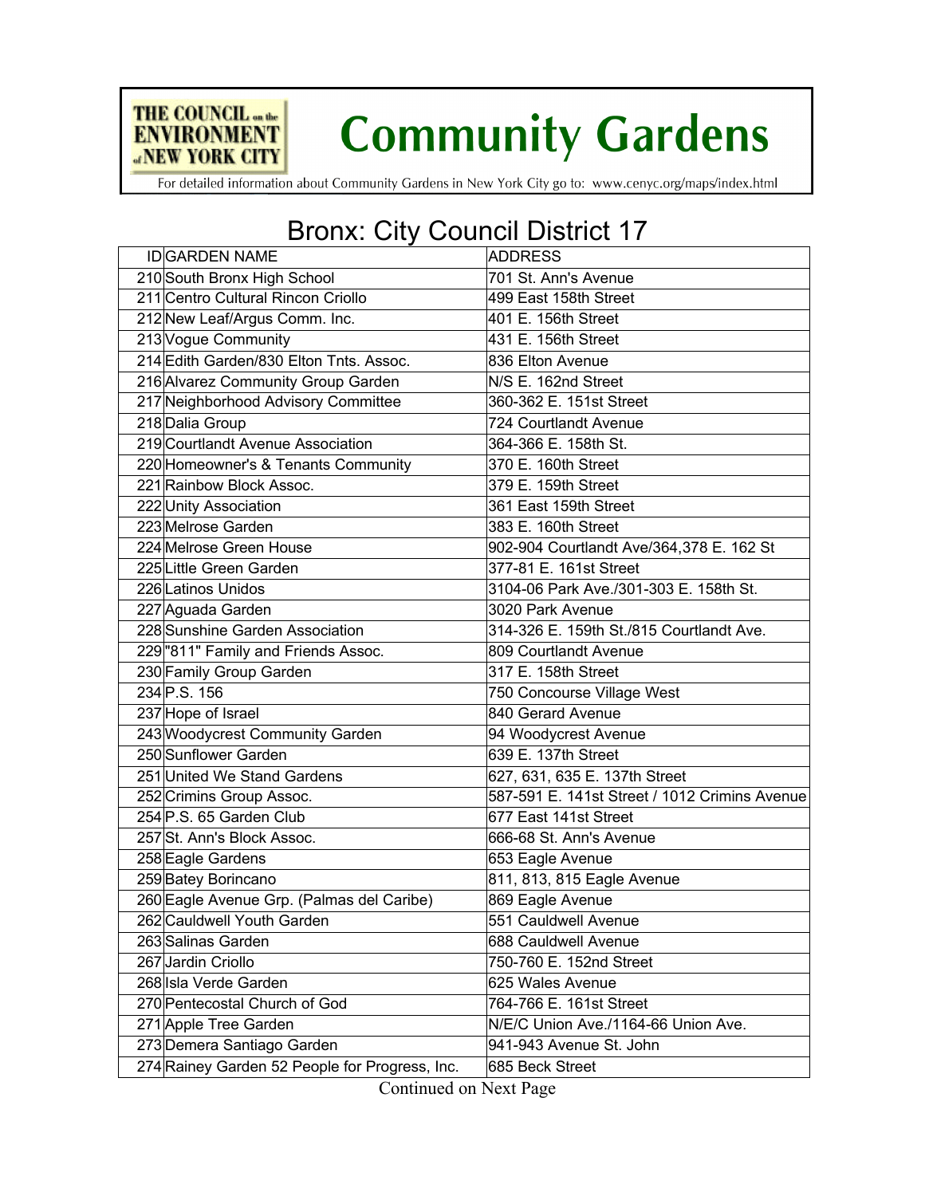# Community Gardens

THE COUNCIL on the ENVIRONMENT of NEW YORK CITY

For detailed information about Community Gardens in New York City go to: www.cenyc.org/maps/index.html

## Bronx: City Council District 17

| ID | GARDEN NAME | ADDRESS |
|---|---|---|
| 210 | South Bronx High School | 701 St. Ann's Avenue |
| 211 | Centro Cultural Rincon Criollo | 499 East 158th Street |
| 212 | New Leaf/Argus Comm. Inc. | 401 E. 156th Street |
| 213 | Vogue Community | 431 E. 156th Street |
| 214 | Edith Garden/830 Elton Tnts. Assoc. | 836 Elton Avenue |
| 216 | Alvarez Community Group Garden | N/S E. 162nd Street |
| 217 | Neighborhood Advisory Committee | 360-362 E. 151st Street |
| 218 | Dalia Group | 724 Courtlandt Avenue |
| 219 | Courtlandt Avenue Association | 364-366 E. 158th St. |
| 220 | Homeowner's & Tenants Community | 370 E. 160th Street |
| 221 | Rainbow Block Assoc. | 379 E. 159th Street |
| 222 | Unity Association | 361 East 159th Street |
| 223 | Melrose Garden | 383 E. 160th Street |
| 224 | Melrose Green House | 902-904 Courtlandt Ave/364,378 E. 162 St |
| 225 | Little Green Garden | 377-81 E. 161st Street |
| 226 | Latinos Unidos | 3104-06 Park Ave./301-303 E. 158th St. |
| 227 | Aguada Garden | 3020 Park Avenue |
| 228 | Sunshine Garden Association | 314-326 E. 159th St./815 Courtlandt Ave. |
| 229 | "811" Family and Friends Assoc. | 809 Courtlandt Avenue |
| 230 | Family Group Garden | 317 E. 158th Street |
| 234 | P.S. 156 | 750 Concourse Village West |
| 237 | Hope of Israel | 840 Gerard Avenue |
| 243 | Woodycrest Community Garden | 94 Woodycrest Avenue |
| 250 | Sunflower Garden | 639 E. 137th Street |
| 251 | United We Stand Gardens | 627, 631, 635 E. 137th Street |
| 252 | Crimins Group Assoc. | 587-591 E. 141st Street / 1012 Crimins Avenue |
| 254 | P.S. 65 Garden Club | 677 East 141st Street |
| 257 | St. Ann's Block Assoc. | 666-68 St. Ann's Avenue |
| 258 | Eagle Gardens | 653 Eagle Avenue |
| 259 | Batey Borincano | 811, 813, 815 Eagle Avenue |
| 260 | Eagle Avenue Grp. (Palmas del Caribe) | 869 Eagle Avenue |
| 262 | Cauldwell Youth Garden | 551 Cauldwell Avenue |
| 263 | Salinas Garden | 688 Cauldwell Avenue |
| 267 | Jardin Criollo | 750-760 E. 152nd Street |
| 268 | Isla Verde Garden | 625 Wales Avenue |
| 270 | Pentecostal Church of God | 764-766 E. 161st Street |
| 271 | Apple Tree Garden | N/E/C Union Ave./1164-66 Union Ave. |
| 273 | Demera Santiago Garden | 941-943 Avenue St. John |
| 274 | Rainey Garden 52 People for Progress, Inc. | 685 Beck Street |

Continued on Next Page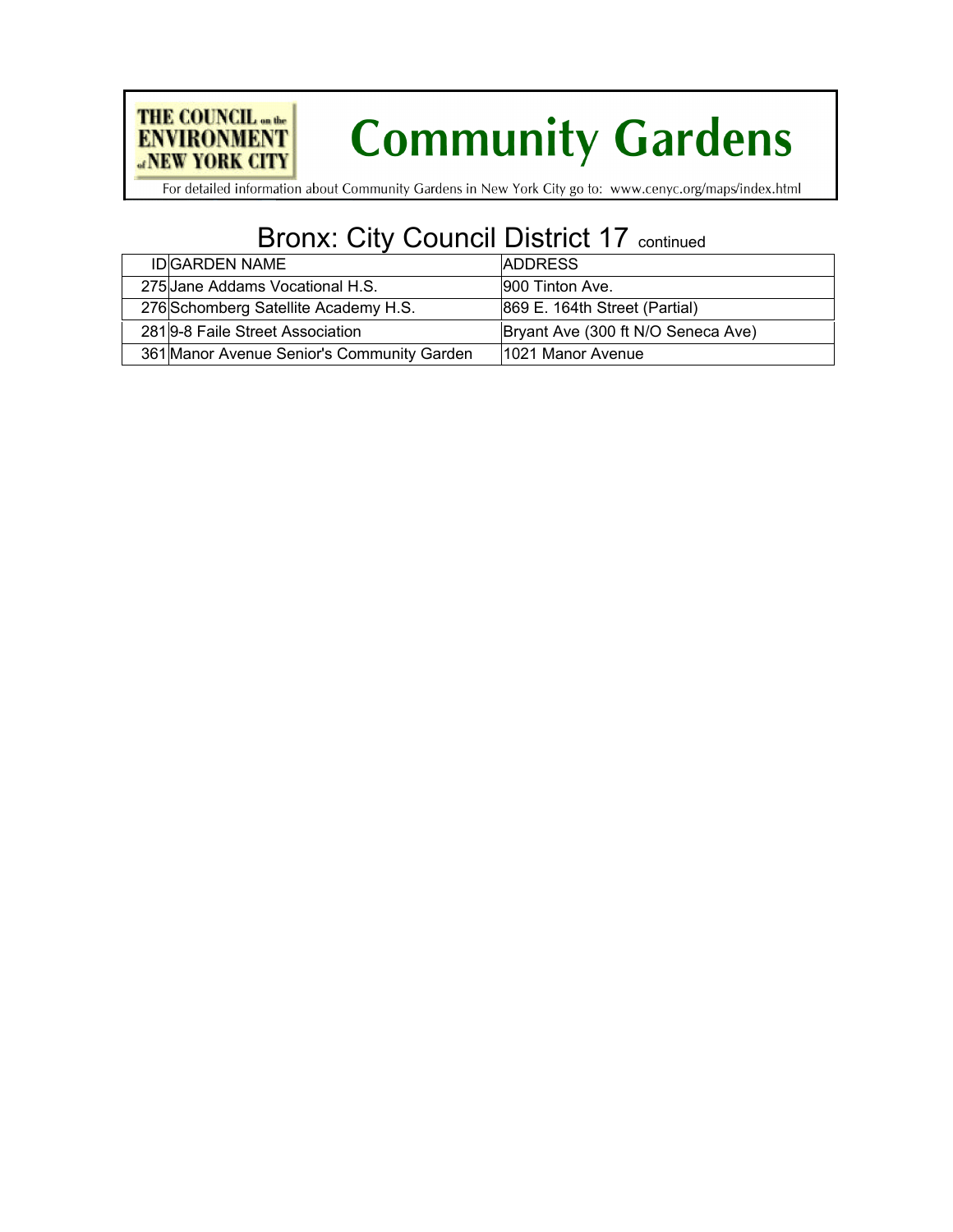THE COUNCIL on the ENVIRONMENT of NEW YORK CITY

# Community Gardens

For detailed information about Community Gardens in New York City go to: www.cenyc.org/maps/index.html

## Bronx: City Council District 17 continued

| ID | GARDEN NAME | ADDRESS |
|---|---|---|
| 275 | Jane Addams Vocational H.S. | 900 Tinton Ave. |
| 276 | Schomberg Satellite Academy H.S. | 869 E. 164th Street (Partial) |
| 281 | 9-8 Faile Street Association | Bryant Ave (300 ft N/O Seneca Ave) |
| 361 | Manor Avenue Senior's Community Garden | 1021 Manor Avenue |